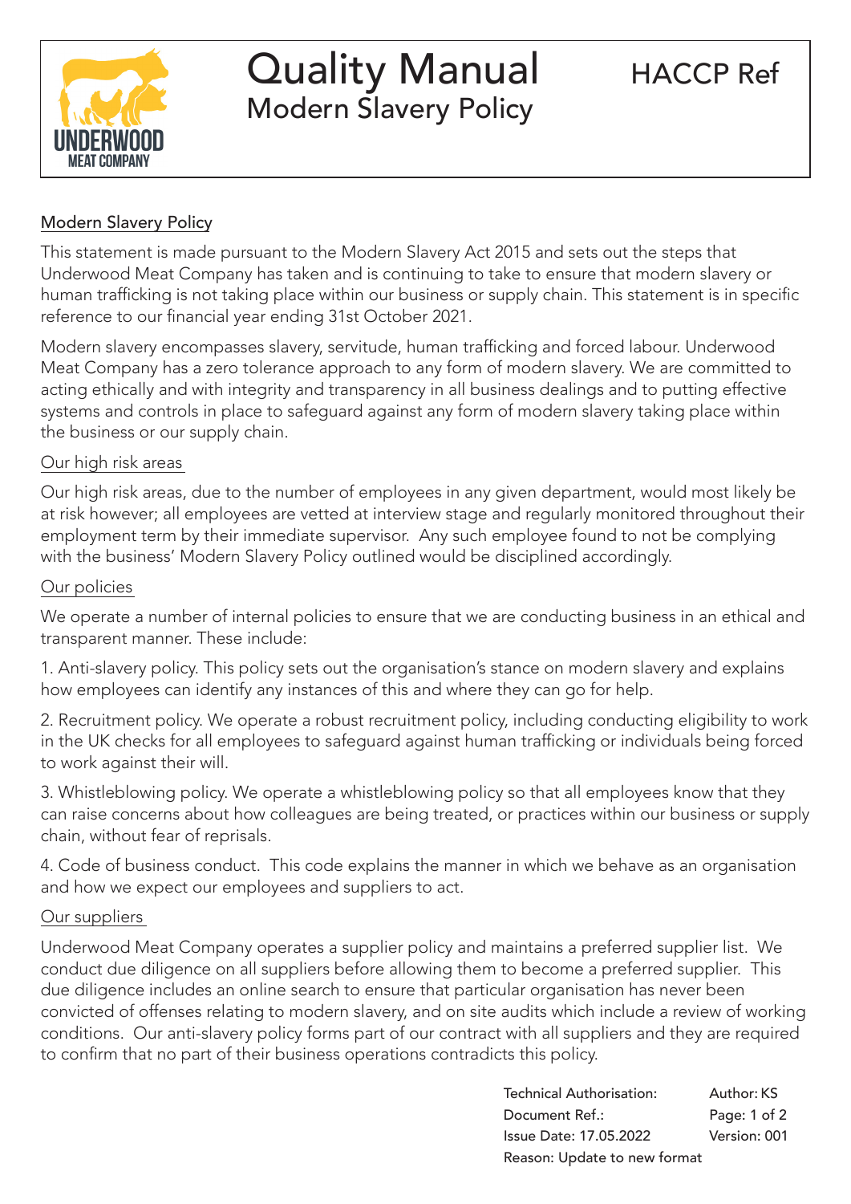# Quality Manual

## Modern Slavery Policy

HACCP Ref

### Modern Slavery Policy

This statement is made pursuant to the Modern Slavery Act 2015 and sets out the steps that Underwood Meat Company has taken and is continuing to take to ensure that modern slavery or human trafficking is not taking place within our business or supply chain. This statement is in specific reference to our financial year ending 31st October 2021.

Modern slavery encompasses slavery, servitude, human trafficking and forced labour. Underwood Meat Company has a zero tolerance approach to any form of modern slavery. We are committed to acting ethically and with integrity and transparency in all business dealings and to putting effective systems and controls in place to safeguard against any form of modern slavery taking place within the business or our supply chain.

### Our high risk areas

Our high risk areas, due to the number of employees in any given department, would most likely be at risk however; all employees are vetted at interview stage and regularly monitored throughout their employment term by their immediate supervisor. Any such employee found to not be complying with the business' Modern Slavery Policy outlined would be disciplined accordingly.

### Our policies

We operate a number of internal policies to ensure that we are conducting business in an ethical and transparent manner. These include:

1. Anti-slavery policy. This policy sets out the organisation's stance on modern slavery and explains how employees can identify any instances of this and where they can go for help.

2. Recruitment policy. We operate a robust recruitment policy, including conducting eligibility to work in the UK checks for all employees to safeguard against human trafficking or individuals being forced to work against their will.

3. Whistleblowing policy. We operate a whistleblowing policy so that all employees know that they can raise concerns about how colleagues are being treated, or practices within our business or supply chain, without fear of reprisals.

4. Code of business conduct. This code explains the manner in which we behave as an organisation and how we expect our employees and suppliers to act.

### Our suppliers

Underwood Meat Company operates a supplier policy and maintains a preferred supplier list. We conduct due diligence on all suppliers before allowing them to become a preferred supplier. This due diligence includes an online search to ensure that particular organisation has never been convicted of offenses relating to modern slavery, and on site audits which include a review of working conditions. Our anti-slavery policy forms part of our contract with all suppliers and they are required to confirm that no part of their business operations contradicts this policy.

| | |
|---|---|
| Technical Authorisation: | Author: KS |
| Document Ref.: | |
| Issue Date: 17.05.2022 | Version: 001 |
| Reason: Update to new format | |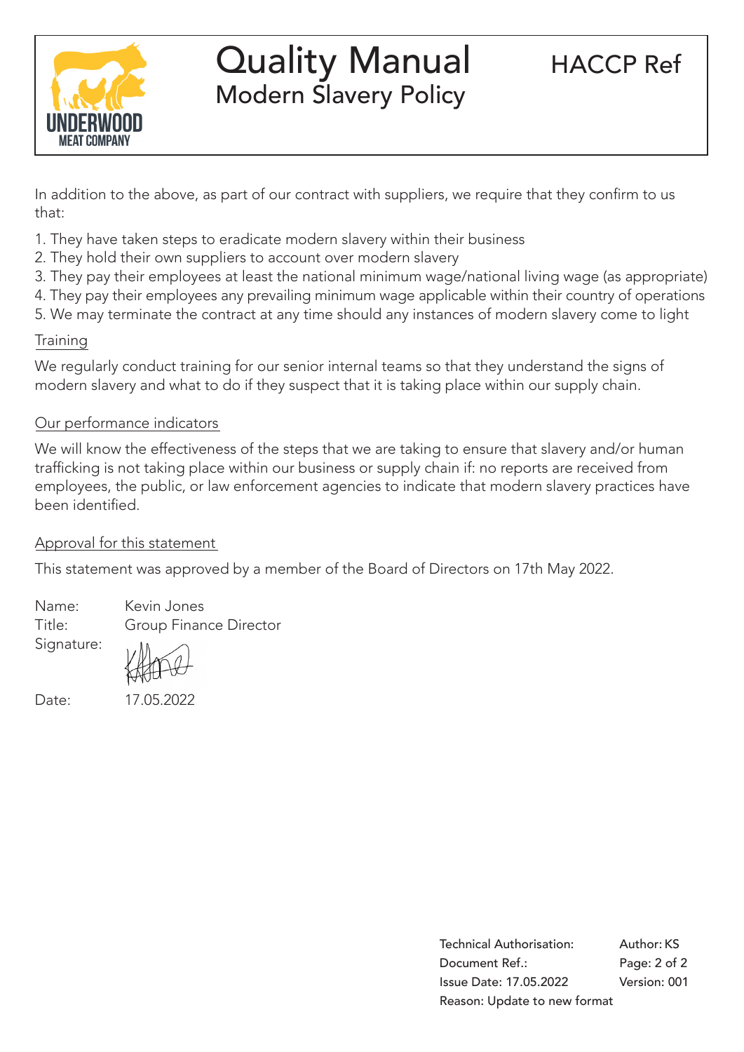In addition to the above, as part of our contract with suppliers, we require that they confirm to us that:

1. They have taken steps to eradicate modern slavery within their business
2. They hold their own suppliers to account over modern slavery
3. They pay their employees at least the national minimum wage/national living wage (as appropriate)
4. They pay their employees any prevailing minimum wage applicable within their country of operations
5. We may terminate the contract at any time should any instances of modern slavery come to light

## Training

We regularly conduct training for our senior internal teams so that they understand the signs of modern slavery and what to do if they suspect that it is taking place within our supply chain.

## Our performance indicators

We will know the effectiveness of the steps that we are taking to ensure that slavery and/or human trafficking is not taking place within our business or supply chain if: no reports are received from employees, the public, or law enforcement agencies to indicate that modern slavery practices have been identified.

## Approval for this statement

This statement was approved by a member of the Board of Directors on 17th May 2022.

Name: Kevin Jones
Title: Group Finance Director
Signature:

Date: 17.05.2022

Technical Authorisation:
Document Ref.:
Issue Date: 17.05.2022
Reason: Update to new format
Author: KS
Version: 001